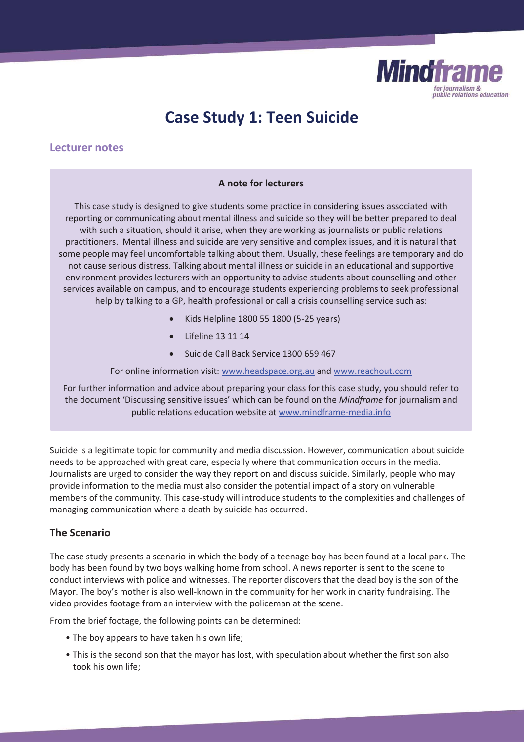# Case Study 1: Teen Suicide

## Lecturer notes

**A note for lecturers**

This case study is designed to give students some practice in considering issues associated with reporting or communicating about mental illness and suicide so they will be better prepared to deal with such a situation, should it arise, when they are working as journalists or public relations practitioners. Mental illness and suicide are very sensitive and complex issues, and it is natural that some people may feel uncomfortable talking about them. Usually, these feelings are temporary and do not cause serious distress. Talking about mental illness or suicide in an educational and supportive environment provides lecturers with an opportunity to advise students about counselling and other services available on campus, and to encourage students experiencing problems to seek professional help by talking to a GP, health professional or call a crisis counselling service such as:

- Kids Helpline 1800 55 1800 (5-25 years)
- Lifeline 13 11 14
- Suicide Call Back Service 1300 659 467

For online information visit: www.headspace.org.au and www.reachout.com

For further information and advice about preparing your class for this case study, you should refer to the document 'Discussing sensitive issues' which can be found on the *Mindframe* for journalism and public relations education website at www.mindframe-media.info

Suicide is a legitimate topic for community and media discussion. However, communication about suicide needs to be approached with great care, especially where that communication occurs in the media. Journalists are urged to consider the way they report on and discuss suicide. Similarly, people who may provide information to the media must also consider the potential impact of a story on vulnerable members of the community. This case-study will introduce students to the complexities and challenges of managing communication where a death by suicide has occurred.

### The Scenario

The case study presents a scenario in which the body of a teenage boy has been found at a local park. The body has been found by two boys walking home from school. A news reporter is sent to the scene to conduct interviews with police and witnesses. The reporter discovers that the dead boy is the son of the Mayor. The boy's mother is also well-known in the community for her work in charity fundraising. The video provides footage from an interview with the policeman at the scene.

From the brief footage, the following points can be determined:

- The boy appears to have taken his own life;
- This is the second son that the mayor has lost, with speculation about whether the first son also took his own life;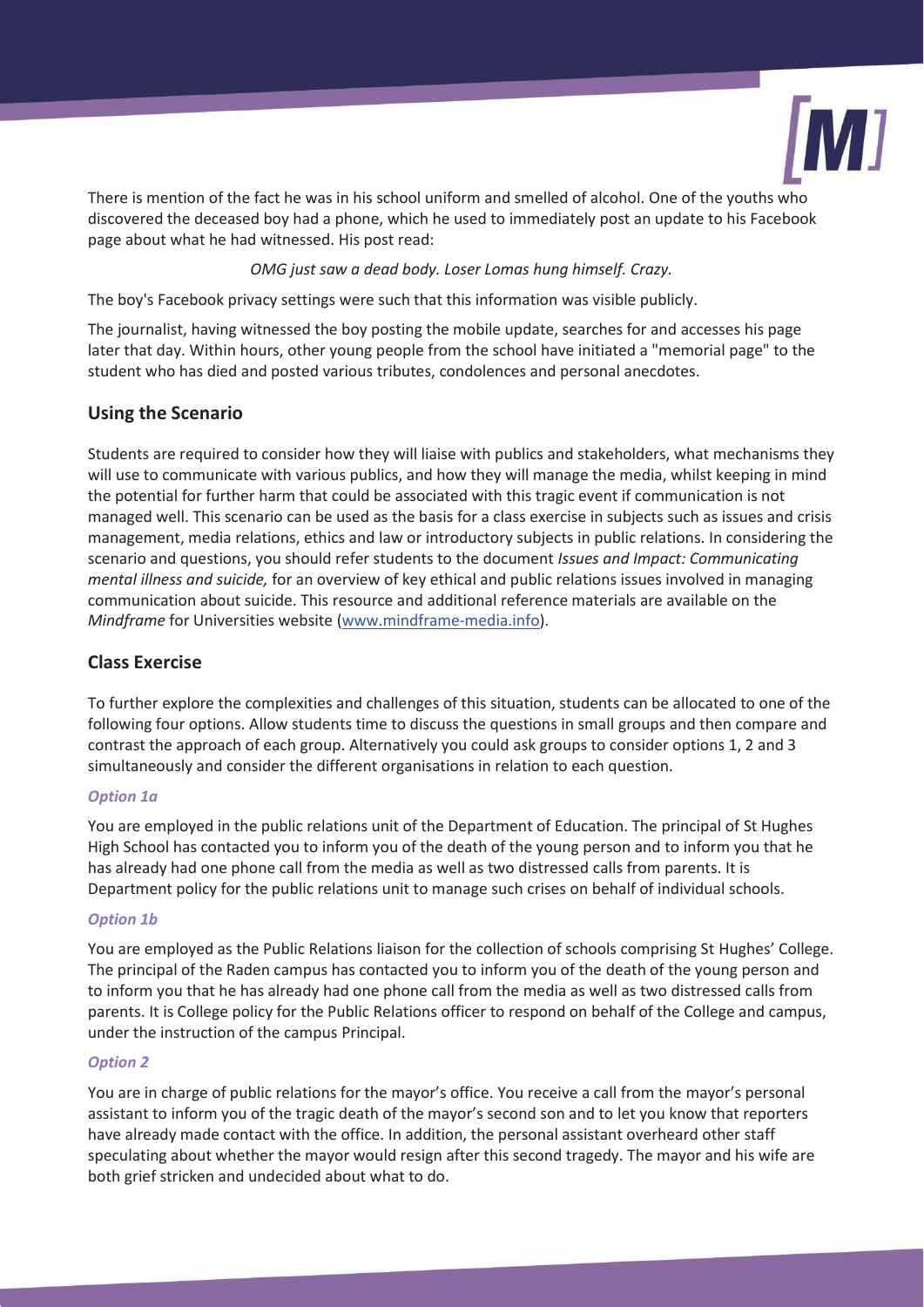There is mention of the fact he was in his school uniform and smelled of alcohol. One of the youths who discovered the deceased boy had a phone, which he used to immediately post an update to his Facebook page about what he had witnessed. His post read:

*OMG just saw a dead body. Loser Lomas hung himself. Crazy.*

The boy's Facebook privacy settings were such that this information was visible publicly.

The journalist, having witnessed the boy posting the mobile update, searches for and accesses his page later that day. Within hours, other young people from the school have initiated a "memorial page" to the student who has died and posted various tributes, condolences and personal anecdotes.

## Using the Scenario

Students are required to consider how they will liaise with publics and stakeholders, what mechanisms they will use to communicate with various publics, and how they will manage the media, whilst keeping in mind the potential for further harm that could be associated with this tragic event if communication is not managed well. This scenario can be used as the basis for a class exercise in subjects such as issues and crisis management, media relations, ethics and law or introductory subjects in public relations. In considering the scenario and questions, you should refer students to the document *Issues and Impact: Communicating mental illness and suicide,* for an overview of key ethical and public relations issues involved in managing communication about suicide. This resource and additional reference materials are available on the *Mindframe* for Universities website (www.mindframe-media.info).

## Class Exercise

To further explore the complexities and challenges of this situation, students can be allocated to one of the following four options. Allow students time to discuss the questions in small groups and then compare and contrast the approach of each group. Alternatively you could ask groups to consider options 1, 2 and 3 simultaneously and consider the different organisations in relation to each question.

### *Option 1a*

You are employed in the public relations unit of the Department of Education. The principal of St Hughes High School has contacted you to inform you of the death of the young person and to inform you that he has already had one phone call from the media as well as two distressed calls from parents. It is Department policy for the public relations unit to manage such crises on behalf of individual schools.

### *Option 1b*

You are employed as the Public Relations liaison for the collection of schools comprising St Hughes' College. The principal of the Raden campus has contacted you to inform you of the death of the young person and to inform you that he has already had one phone call from the media as well as two distressed calls from parents. It is College policy for the Public Relations officer to respond on behalf of the College and campus, under the instruction of the campus Principal.

### *Option 2*

You are in charge of public relations for the mayor's office. You receive a call from the mayor's personal assistant to inform you of the tragic death of the mayor's second son and to let you know that reporters have already made contact with the office. In addition, the personal assistant overheard other staff speculating about whether the mayor would resign after this second tragedy. The mayor and his wife are both grief stricken and undecided about what to do.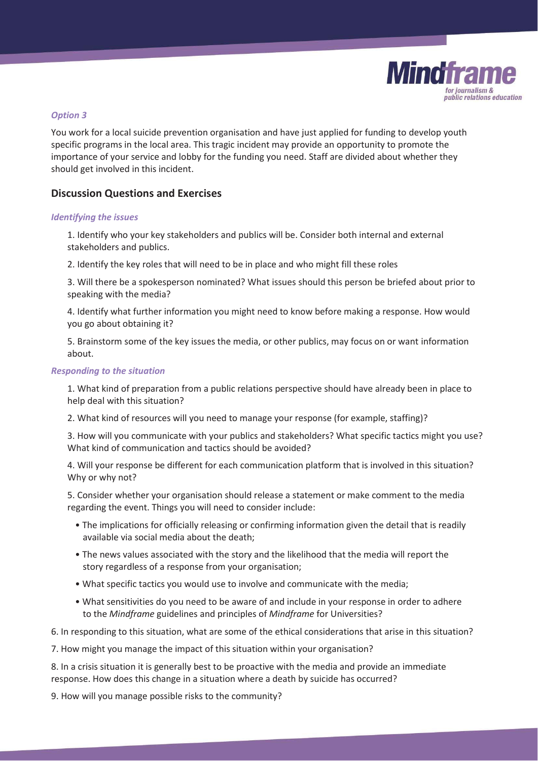*Option 3*

You work for a local suicide prevention organisation and have just applied for funding to develop youth specific programs in the local area. This tragic incident may provide an opportunity to promote the importance of your service and lobby for the funding you need. Staff are divided about whether they should get involved in this incident.

## Discussion Questions and Exercises

*Identifying the issues*

1. Identify who your key stakeholders and publics will be. Consider both internal and external stakeholders and publics.

2. Identify the key roles that will need to be in place and who might fill these roles

3. Will there be a spokesperson nominated? What issues should this person be briefed about prior to speaking with the media?

4. Identify what further information you might need to know before making a response. How would you go about obtaining it?

5. Brainstorm some of the key issues the media, or other publics, may focus on or want information about.

*Responding to the situation*

1. What kind of preparation from a public relations perspective should have already been in place to help deal with this situation?

2. What kind of resources will you need to manage your response (for example, staffing)?

3. How will you communicate with your publics and stakeholders? What specific tactics might you use? What kind of communication and tactics should be avoided?

4. Will your response be different for each communication platform that is involved in this situation? Why or why not?

5. Consider whether your organisation should release a statement or make comment to the media regarding the event. Things you will need to consider include:

- The implications for officially releasing or confirming information given the detail that is readily available via social media about the death;
- The news values associated with the story and the likelihood that the media will report the story regardless of a response from your organisation;
- What specific tactics you would use to involve and communicate with the media;
- What sensitivities do you need to be aware of and include in your response in order to adhere to the *Mindframe* guidelines and principles of *Mindframe* for Universities?

6. In responding to this situation, what are some of the ethical considerations that arise in this situation?

7. How might you manage the impact of this situation within your organisation?

8. In a crisis situation it is generally best to be proactive with the media and provide an immediate response. How does this change in a situation where a death by suicide has occurred?

9. How will you manage possible risks to the community?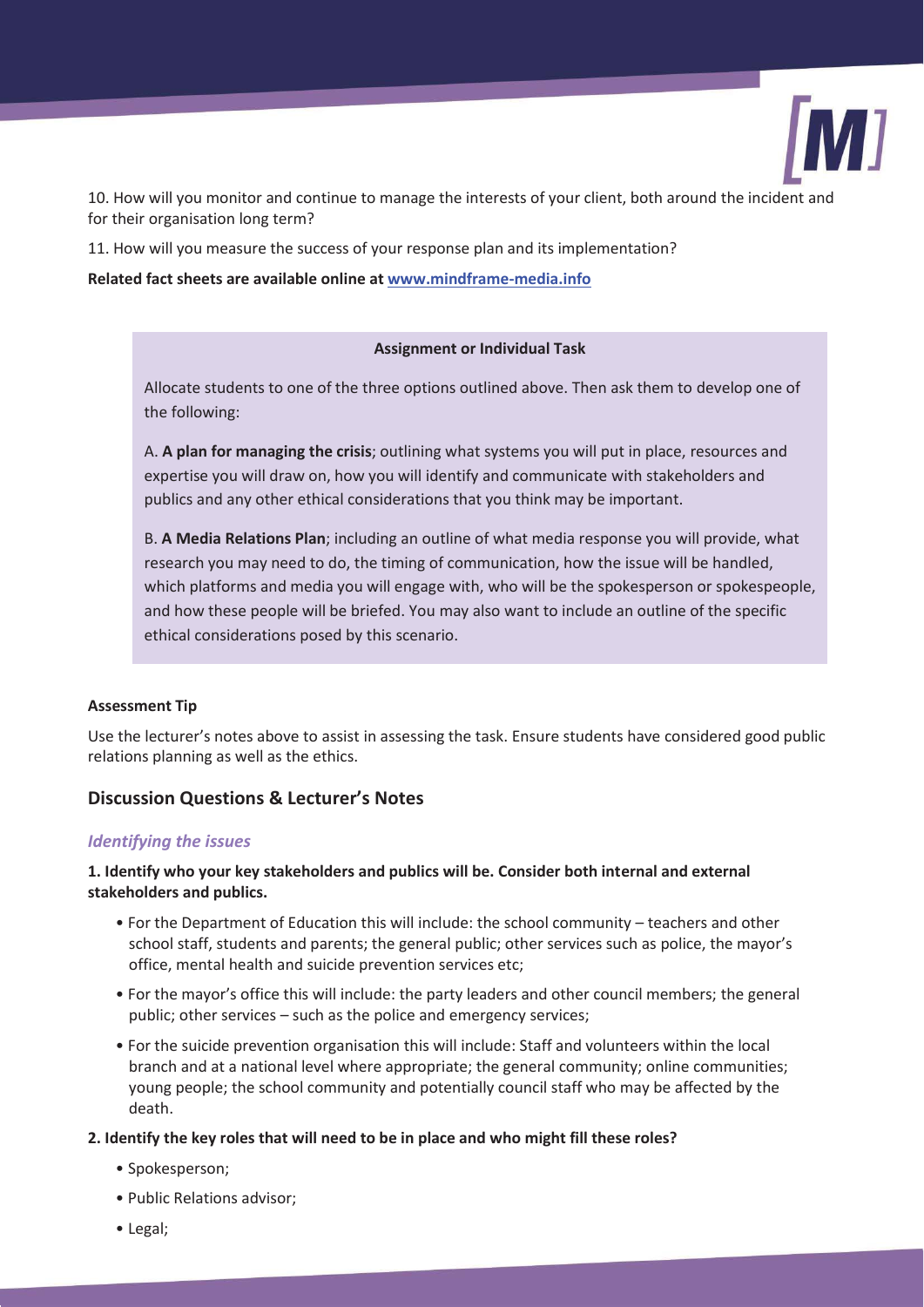10. How will you monitor and continue to manage the interests of your client, both around the incident and for their organisation long term?

11. How will you measure the success of your response plan and its implementation?

**Related fact sheets are available online at [www.mindframe-media.info](http://www.mindframe-media.info)**

**Assignment or Individual Task**

Allocate students to one of the three options outlined above. Then ask them to develop one of the following:

A. **A plan for managing the crisis**; outlining what systems you will put in place, resources and expertise you will draw on, how you will identify and communicate with stakeholders and publics and any other ethical considerations that you think may be important.

B. **A Media Relations Plan**; including an outline of what media response you will provide, what research you may need to do, the timing of communication, how the issue will be handled, which platforms and media you will engage with, who will be the spokesperson or spokespeople, and how these people will be briefed. You may also want to include an outline of the specific ethical considerations posed by this scenario.

**Assessment Tip**

Use the lecturer's notes above to assist in assessing the task. Ensure students have considered good public relations planning as well as the ethics.

## Discussion Questions & Lecturer's Notes

### *Identifying the issues*

**1. Identify who your key stakeholders and publics will be. Consider both internal and external stakeholders and publics.**

- For the Department of Education this will include: the school community – teachers and other school staff, students and parents; the general public; other services such as police, the mayor's office, mental health and suicide prevention services etc;
- For the mayor's office this will include: the party leaders and other council members; the general public; other services – such as the police and emergency services;
- For the suicide prevention organisation this will include: Staff and volunteers within the local branch and at a national level where appropriate; the general community; online communities; young people; the school community and potentially council staff who may be affected by the death.

**2. Identify the key roles that will need to be in place and who might fill these roles?**

- Spokesperson;
- Public Relations advisor;
- Legal;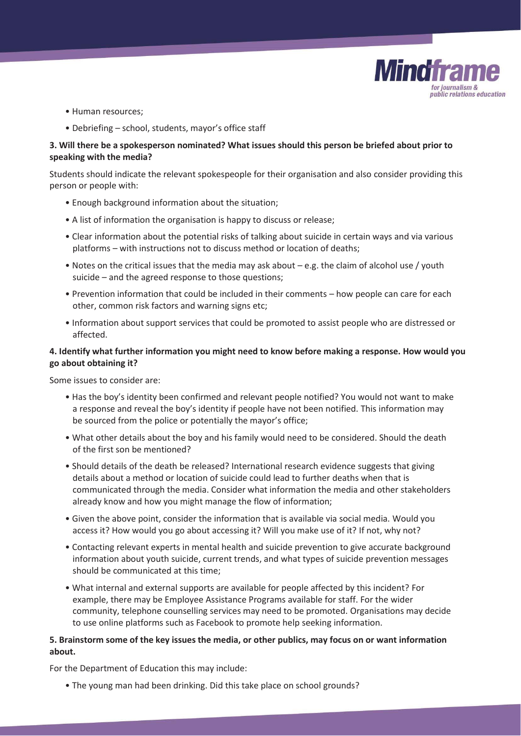- Human resources;
- Debriefing – school, students, mayor's office staff

**3. Will there be a spokesperson nominated? What issues should this person be briefed about prior to speaking with the media?**

Students should indicate the relevant spokespeople for their organisation and also consider providing this person or people with:

- Enough background information about the situation;
- A list of information the organisation is happy to discuss or release;
- Clear information about the potential risks of talking about suicide in certain ways and via various platforms – with instructions not to discuss method or location of deaths;
- Notes on the critical issues that the media may ask about – e.g. the claim of alcohol use / youth suicide – and the agreed response to those questions;
- Prevention information that could be included in their comments – how people can care for each other, common risk factors and warning signs etc;
- Information about support services that could be promoted to assist people who are distressed or affected.

**4. Identify what further information you might need to know before making a response. How would you go about obtaining it?**

Some issues to consider are:

- Has the boy's identity been confirmed and relevant people notified? You would not want to make a response and reveal the boy's identity if people have not been notified. This information may be sourced from the police or potentially the mayor's office;
- What other details about the boy and his family would need to be considered. Should the death of the first son be mentioned?
- Should details of the death be released? International research evidence suggests that giving details about a method or location of suicide could lead to further deaths when that is communicated through the media. Consider what information the media and other stakeholders already know and how you might manage the flow of information;
- Given the above point, consider the information that is available via social media. Would you access it? How would you go about accessing it? Will you make use of it? If not, why not?
- Contacting relevant experts in mental health and suicide prevention to give accurate background information about youth suicide, current trends, and what types of suicide prevention messages should be communicated at this time;
- What internal and external supports are available for people affected by this incident? For example, there may be Employee Assistance Programs available for staff. For the wider community, telephone counselling services may need to be promoted. Organisations may decide to use online platforms such as Facebook to promote help seeking information.

**5. Brainstorm some of the key issues the media, or other publics, may focus on or want information about.**

For the Department of Education this may include:

- The young man had been drinking. Did this take place on school grounds?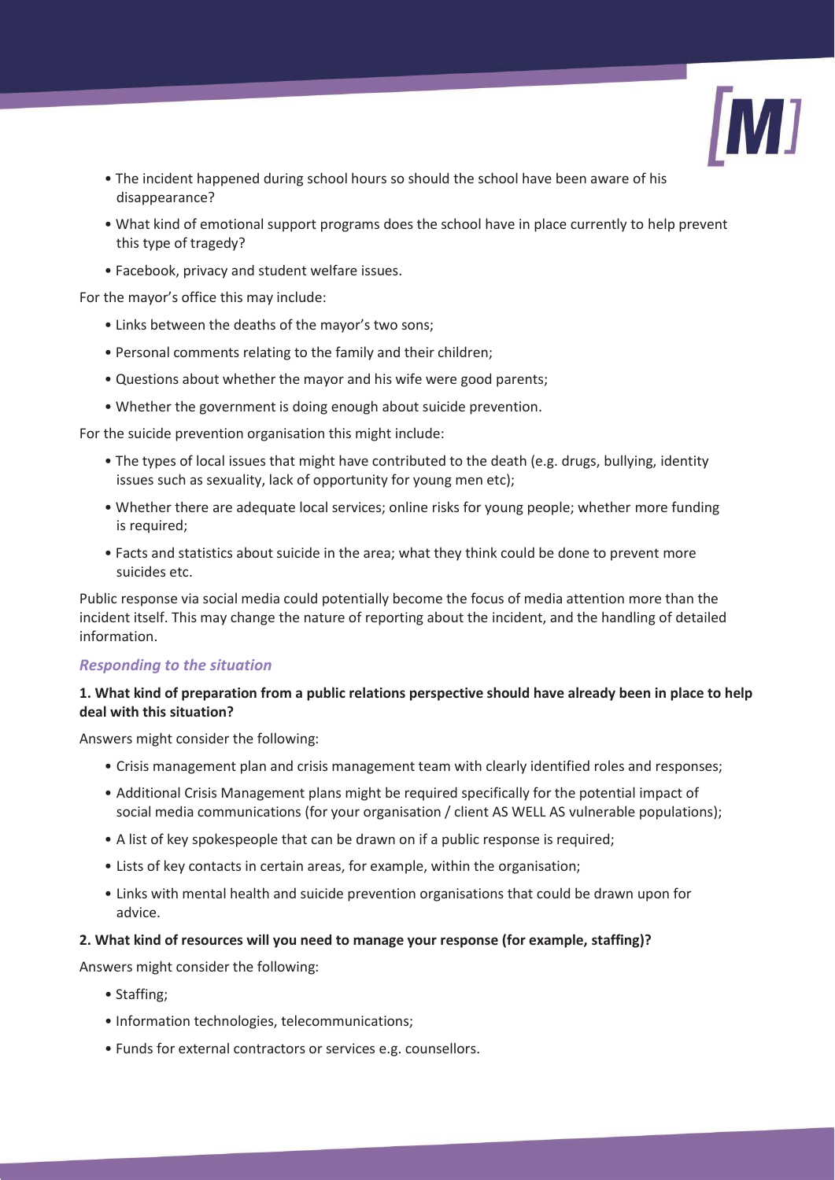- The incident happened during school hours so should the school have been aware of his disappearance?
- What kind of emotional support programs does the school have in place currently to help prevent this type of tragedy?
- Facebook, privacy and student welfare issues.

For the mayor's office this may include:

- Links between the deaths of the mayor's two sons;
- Personal comments relating to the family and their children;
- Questions about whether the mayor and his wife were good parents;
- Whether the government is doing enough about suicide prevention.

For the suicide prevention organisation this might include:

- The types of local issues that might have contributed to the death (e.g. drugs, bullying, identity issues such as sexuality, lack of opportunity for young men etc);
- Whether there are adequate local services; online risks for young people; whether more funding is required;
- Facts and statistics about suicide in the area; what they think could be done to prevent more suicides etc.

Public response via social media could potentially become the focus of media attention more than the incident itself. This may change the nature of reporting about the incident, and the handling of detailed information.

### *Responding to the situation*

**1. What kind of preparation from a public relations perspective should have already been in place to help deal with this situation?**

Answers might consider the following:

- Crisis management plan and crisis management team with clearly identified roles and responses;
- Additional Crisis Management plans might be required specifically for the potential impact of social media communications (for your organisation / client AS WELL AS vulnerable populations);
- A list of key spokespeople that can be drawn on if a public response is required;
- Lists of key contacts in certain areas, for example, within the organisation;
- Links with mental health and suicide prevention organisations that could be drawn upon for advice.

**2. What kind of resources will you need to manage your response (for example, staffing)?**

Answers might consider the following:

- Staffing;
- Information technologies, telecommunications;
- Funds for external contractors or services e.g. counsellors.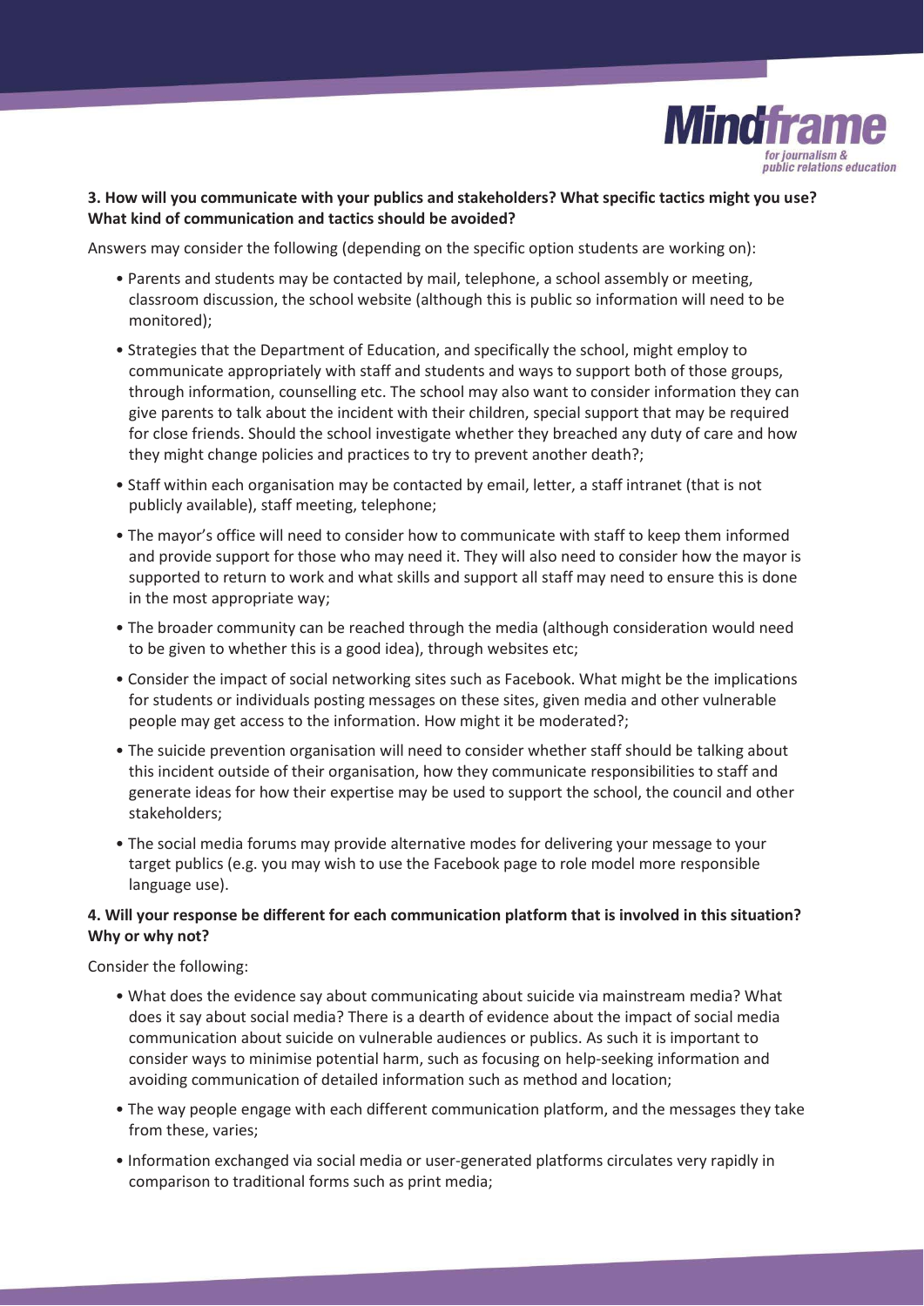**3. How will you communicate with your publics and stakeholders? What specific tactics might you use? What kind of communication and tactics should be avoided?**

Answers may consider the following (depending on the specific option students are working on):

- Parents and students may be contacted by mail, telephone, a school assembly or meeting, classroom discussion, the school website (although this is public so information will need to be monitored);
- Strategies that the Department of Education, and specifically the school, might employ to communicate appropriately with staff and students and ways to support both of those groups, through information, counselling etc. The school may also want to consider information they can give parents to talk about the incident with their children, special support that may be required for close friends. Should the school investigate whether they breached any duty of care and how they might change policies and practices to try to prevent another death?;
- Staff within each organisation may be contacted by email, letter, a staff intranet (that is not publicly available), staff meeting, telephone;
- The mayor's office will need to consider how to communicate with staff to keep them informed and provide support for those who may need it. They will also need to consider how the mayor is supported to return to work and what skills and support all staff may need to ensure this is done in the most appropriate way;
- The broader community can be reached through the media (although consideration would need to be given to whether this is a good idea), through websites etc;
- Consider the impact of social networking sites such as Facebook. What might be the implications for students or individuals posting messages on these sites, given media and other vulnerable people may get access to the information. How might it be moderated?;
- The suicide prevention organisation will need to consider whether staff should be talking about this incident outside of their organisation, how they communicate responsibilities to staff and generate ideas for how their expertise may be used to support the school, the council and other stakeholders;
- The social media forums may provide alternative modes for delivering your message to your target publics (e.g. you may wish to use the Facebook page to role model more responsible language use).

**4. Will your response be different for each communication platform that is involved in this situation? Why or why not?**

Consider the following:

- What does the evidence say about communicating about suicide via mainstream media? What does it say about social media? There is a dearth of evidence about the impact of social media communication about suicide on vulnerable audiences or publics. As such it is important to consider ways to minimise potential harm, such as focusing on help-seeking information and avoiding communication of detailed information such as method and location;
- The way people engage with each different communication platform, and the messages they take from these, varies;
- Information exchanged via social media or user-generated platforms circulates very rapidly in comparison to traditional forms such as print media;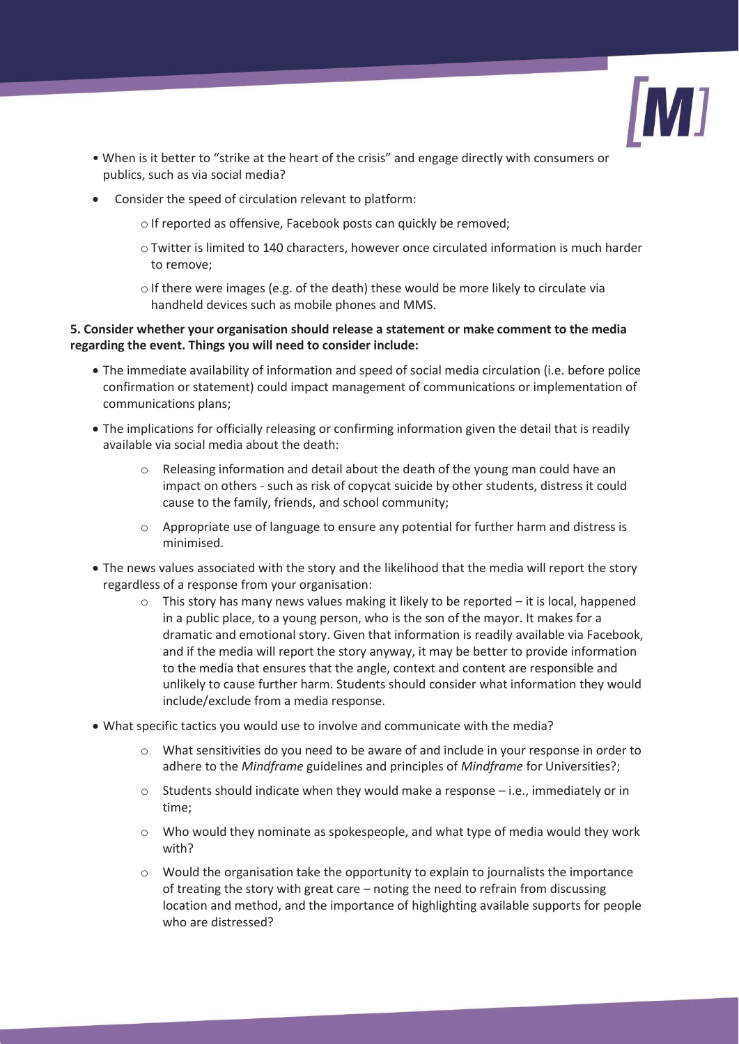- When is it better to "strike at the heart of the crisis" and engage directly with consumers or publics, such as via social media?
- Consider the speed of circulation relevant to platform:
  - If reported as offensive, Facebook posts can quickly be removed;
  - Twitter is limited to 140 characters, however once circulated information is much harder to remove;
  - If there were images (e.g. of the death) these would be more likely to circulate via handheld devices such as mobile phones and MMS.

**5. Consider whether your organisation should release a statement or make comment to the media regarding the event. Things you will need to consider include:**

- The immediate availability of information and speed of social media circulation (i.e. before police confirmation or statement) could impact management of communications or implementation of communications plans;
- The implications for officially releasing or confirming information given the detail that is readily available via social media about the death:
  - Releasing information and detail about the death of the young man could have an impact on others - such as risk of copycat suicide by other students, distress it could cause to the family, friends, and school community;
  - Appropriate use of language to ensure any potential for further harm and distress is minimised.
- The news values associated with the story and the likelihood that the media will report the story regardless of a response from your organisation:
  - This story has many news values making it likely to be reported – it is local, happened in a public place, to a young person, who is the son of the mayor. It makes for a dramatic and emotional story. Given that information is readily available via Facebook, and if the media will report the story anyway, it may be better to provide information to the media that ensures that the angle, context and content are responsible and unlikely to cause further harm. Students should consider what information they would include/exclude from a media response.
- What specific tactics you would use to involve and communicate with the media?
  - What sensitivities do you need to be aware of and include in your response in order to adhere to the *Mindframe* guidelines and principles of *Mindframe* for Universities?;
  - Students should indicate when they would make a response – i.e., immediately or in time;
  - Who would they nominate as spokespeople, and what type of media would they work with?
  - Would the organisation take the opportunity to explain to journalists the importance of treating the story with great care – noting the need to refrain from discussing location and method, and the importance of highlighting available supports for people who are distressed?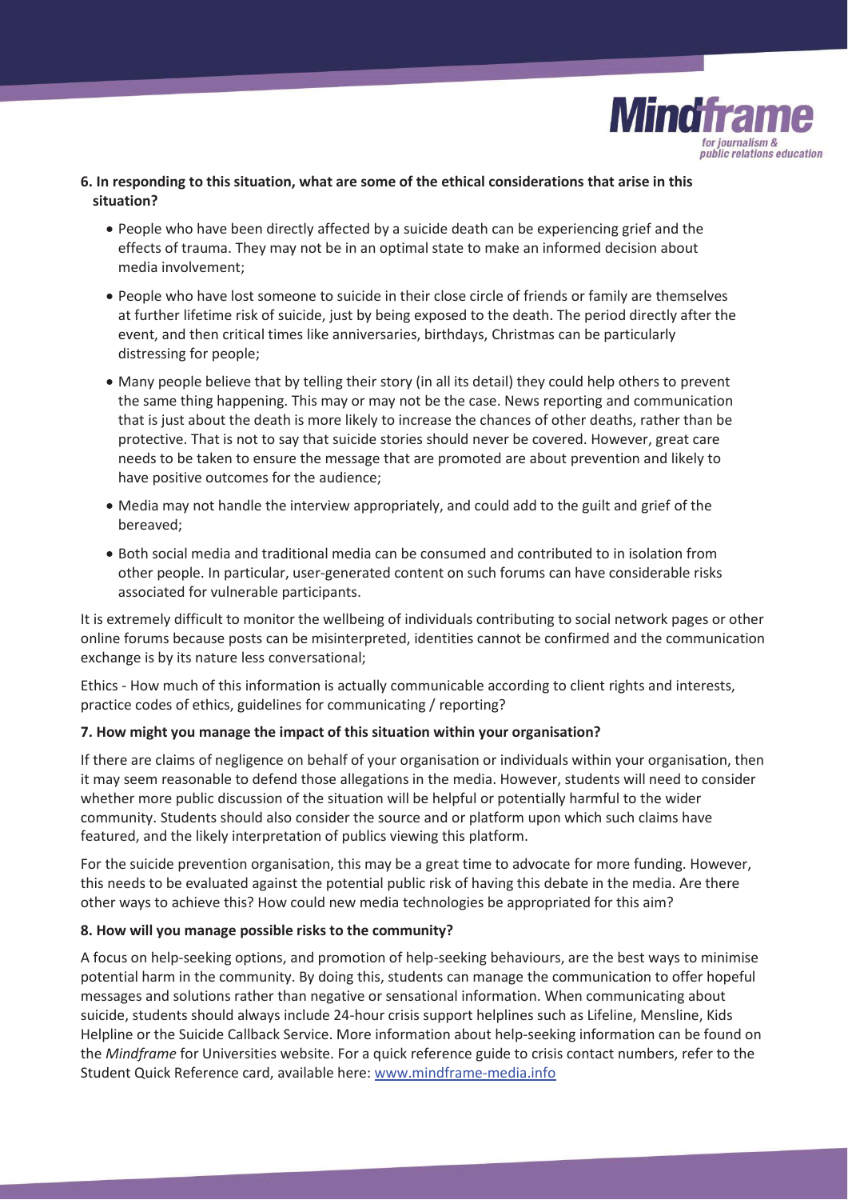**6. In responding to this situation, what are some of the ethical considerations that arise in this situation?**

- People who have been directly affected by a suicide death can be experiencing grief and the effects of trauma. They may not be in an optimal state to make an informed decision about media involvement;
- People who have lost someone to suicide in their close circle of friends or family are themselves at further lifetime risk of suicide, just by being exposed to the death. The period directly after the event, and then critical times like anniversaries, birthdays, Christmas can be particularly distressing for people;
- Many people believe that by telling their story (in all its detail) they could help others to prevent the same thing happening. This may or may not be the case. News reporting and communication that is just about the death is more likely to increase the chances of other deaths, rather than be protective. That is not to say that suicide stories should never be covered. However, great care needs to be taken to ensure the message that are promoted are about prevention and likely to have positive outcomes for the audience;
- Media may not handle the interview appropriately, and could add to the guilt and grief of the bereaved;
- Both social media and traditional media can be consumed and contributed to in isolation from other people. In particular, user-generated content on such forums can have considerable risks associated for vulnerable participants.

It is extremely difficult to monitor the wellbeing of individuals contributing to social network pages or other online forums because posts can be misinterpreted, identities cannot be confirmed and the communication exchange is by its nature less conversational;

Ethics - How much of this information is actually communicable according to client rights and interests, practice codes of ethics, guidelines for communicating / reporting?

**7. How might you manage the impact of this situation within your organisation?**

If there are claims of negligence on behalf of your organisation or individuals within your organisation, then it may seem reasonable to defend those allegations in the media. However, students will need to consider whether more public discussion of the situation will be helpful or potentially harmful to the wider community. Students should also consider the source and or platform upon which such claims have featured, and the likely interpretation of publics viewing this platform.

For the suicide prevention organisation, this may be a great time to advocate for more funding. However, this needs to be evaluated against the potential public risk of having this debate in the media. Are there other ways to achieve this? How could new media technologies be appropriated for this aim?

**8. How will you manage possible risks to the community?**

A focus on help-seeking options, and promotion of help-seeking behaviours, are the best ways to minimise potential harm in the community. By doing this, students can manage the communication to offer hopeful messages and solutions rather than negative or sensational information. When communicating about suicide, students should always include 24-hour crisis support helplines such as Lifeline, Mensline, Kids Helpline or the Suicide Callback Service. More information about help-seeking information can be found on the *Mindframe* for Universities website. For a quick reference guide to crisis contact numbers, refer to the Student Quick Reference card, available here: www.mindframe-media.info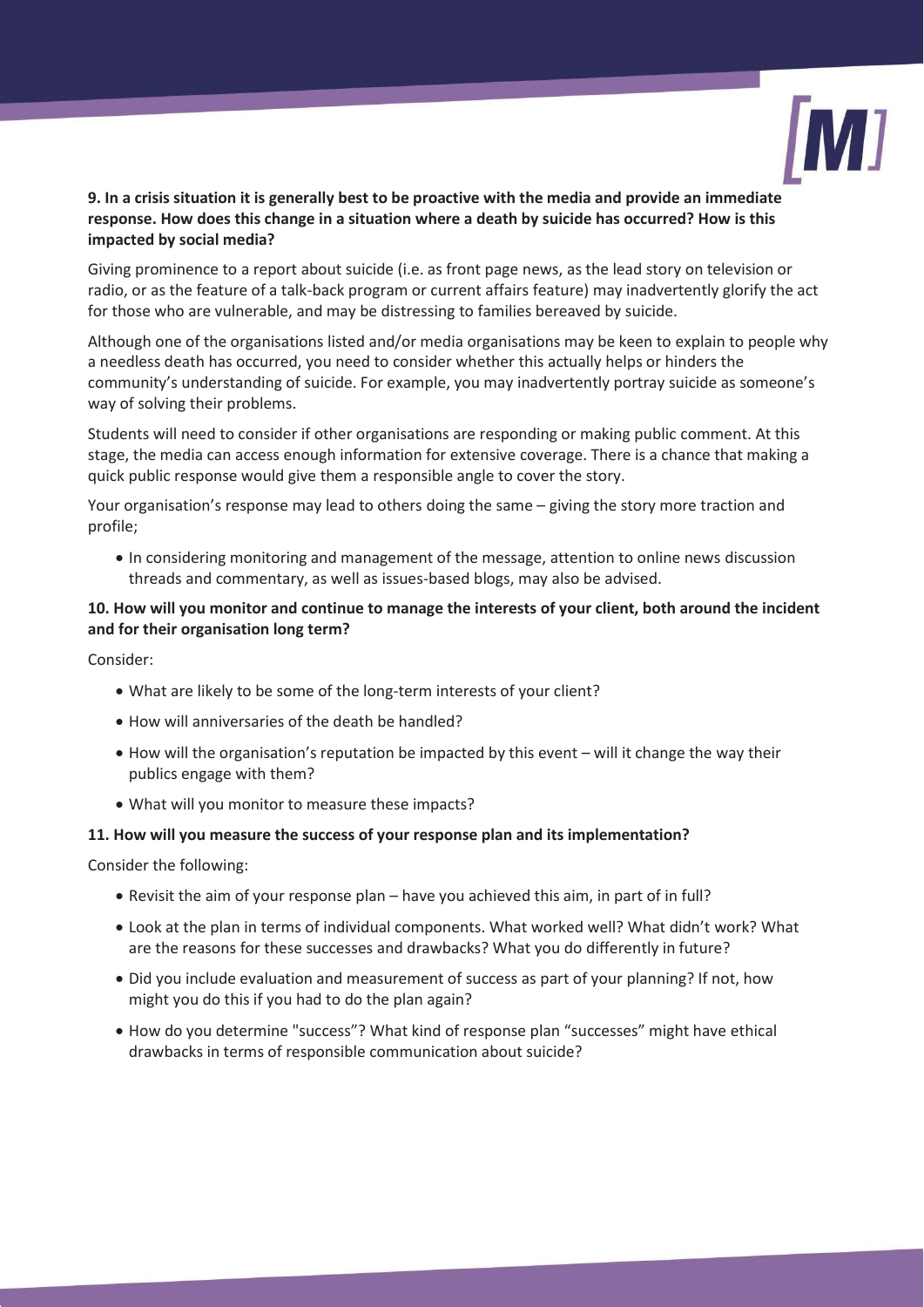**9. In a crisis situation it is generally best to be proactive with the media and provide an immediate response. How does this change in a situation where a death by suicide has occurred? How is this impacted by social media?**

Giving prominence to a report about suicide (i.e. as front page news, as the lead story on television or radio, or as the feature of a talk-back program or current affairs feature) may inadvertently glorify the act for those who are vulnerable, and may be distressing to families bereaved by suicide.

Although one of the organisations listed and/or media organisations may be keen to explain to people why a needless death has occurred, you need to consider whether this actually helps or hinders the community's understanding of suicide. For example, you may inadvertently portray suicide as someone's way of solving their problems.

Students will need to consider if other organisations are responding or making public comment. At this stage, the media can access enough information for extensive coverage. There is a chance that making a quick public response would give them a responsible angle to cover the story.

Your organisation's response may lead to others doing the same – giving the story more traction and profile;

- In considering monitoring and management of the message, attention to online news discussion threads and commentary, as well as issues-based blogs, may also be advised.

**10. How will you monitor and continue to manage the interests of your client, both around the incident and for their organisation long term?**

Consider:

- What are likely to be some of the long-term interests of your client?
- How will anniversaries of the death be handled?
- How will the organisation's reputation be impacted by this event – will it change the way their publics engage with them?
- What will you monitor to measure these impacts?

**11. How will you measure the success of your response plan and its implementation?**

Consider the following:

- Revisit the aim of your response plan – have you achieved this aim, in part of in full?
- Look at the plan in terms of individual components. What worked well? What didn't work? What are the reasons for these successes and drawbacks? What you do differently in future?
- Did you include evaluation and measurement of success as part of your planning? If not, how might you do this if you had to do the plan again?
- How do you determine "success"? What kind of response plan "successes" might have ethical drawbacks in terms of responsible communication about suicide?